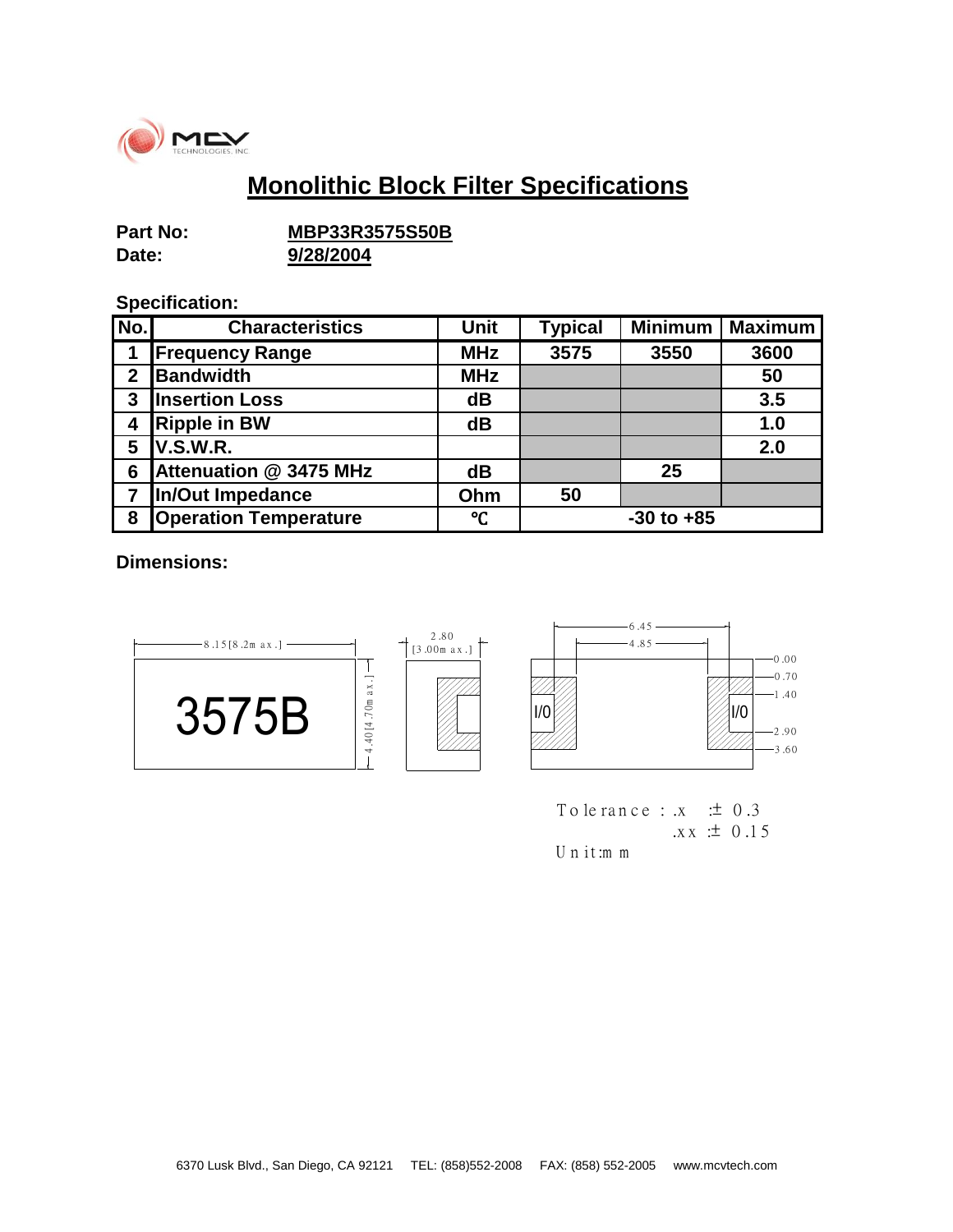# Monolithic Block Filter Specifications

**Part No:** **MBP33R3575S50B**
**Date:** **9/28/2004**

**Specification:**

| No. | Characteristics | Unit | Typical | Minimum | Maximum |
|---|---|---|---|---|---|
| 1 | Frequency Range | MHz | 3575 | 3550 | 3600 |
| 2 | Bandwidth | MHz | | | 50 |
| 3 | Insertion Loss | dB | | | 3.5 |
| 4 | Ripple in BW | dB | | | 1.0 |
| 5 | V.S.W.R. | | | | 2.0 |
| 6 | Attenuation @ 3475 MHz | dB | | 25 | |
| 7 | In/Out Impedance | Ohm | 50 | | |
| 8 | Operation Temperature | ℃ | -30 to +85 | | |

**Dimensions:**

3575B

8.15 [8.2max.]
4.40 [4.70max.]
2.80 [3.00max.]
6.45
4.85
0.00
0.70
1.40
2.90
3.60
I/0
I/0

Tolerance : .x ± 0.3
.xx ± 0.15
Unit:mm

6370 Lusk Blvd., San Diego, CA 92121 TEL: (858)552-2008 FAX: (858) 552-2005 www.mcvtech.com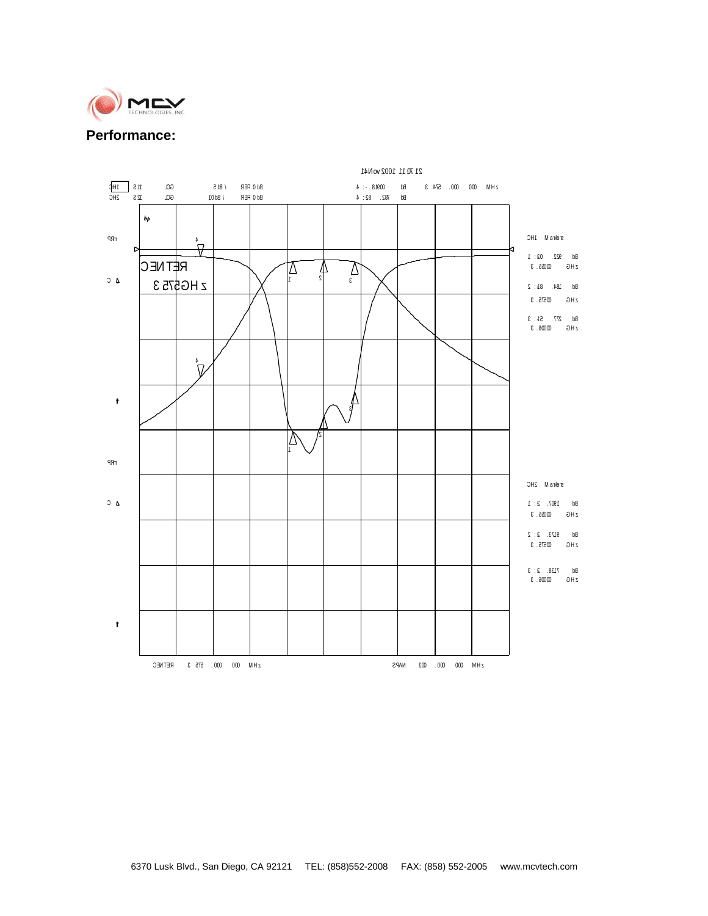# Performance:

6370 Lusk Blvd., San Diego, CA 92121 TEL: (858)552-2008 FAX: (858) 552-2005 www.mcvtech.com